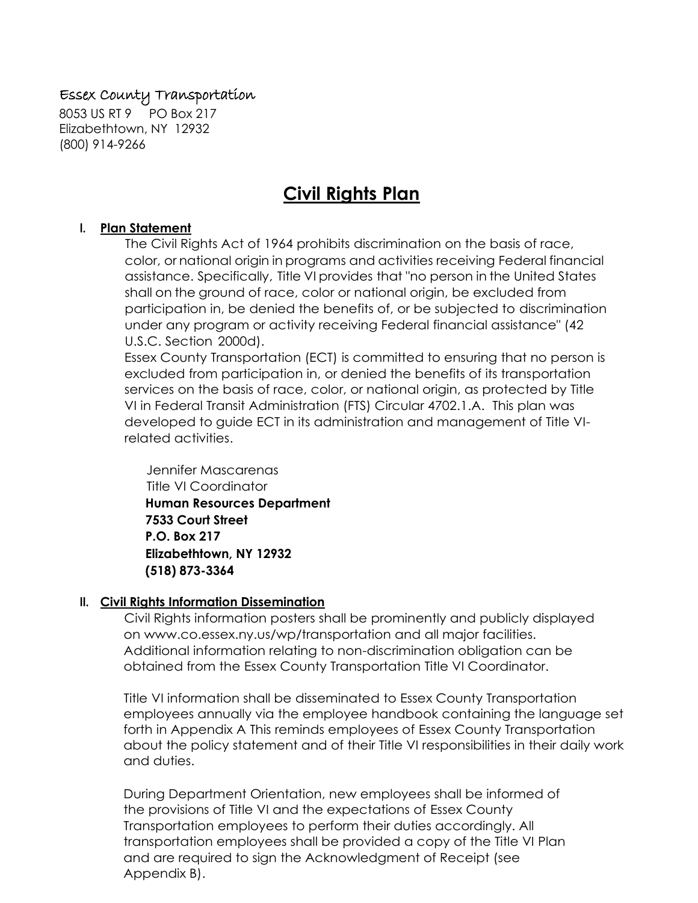Essex County Transportation

8053 US RT 9 PO Box 217
Elizabethtown, NY 12932
(800) 914-9266

# Civil Rights Plan

## I. Plan Statement

The Civil Rights Act of 1964 prohibits discrimination on the basis of race, color, or national origin in programs and activities receiving Federal financial assistance. Specifically, Title VI provides that "no person in the United States shall on the ground of race, color or national origin, be excluded from participation in, be denied the benefits of, or be subjected to discrimination under any program or activity receiving Federal financial assistance" (42 U.S.C. Section 2000d).

Essex County Transportation (ECT) is committed to ensuring that no person is excluded from participation in, or denied the benefits of its transportation services on the basis of race, color, or national origin, as protected by Title VI in Federal Transit Administration (FTS) Circular 4702.1.A. This plan was developed to guide ECT in its administration and management of Title VI-related activities.

Jennifer Mascarenas
Title VI Coordinator
**Human Resources Department**
**7533 Court Street**
**P.O. Box 217**
**Elizabethtown, NY 12932**
**(518) 873-3364**

## II. Civil Rights Information Dissemination

Civil Rights information posters shall be prominently and publicly displayed on www.co.essex.ny.us/wp/transportation and all major facilities. Additional information relating to non-discrimination obligation can be obtained from the Essex County Transportation Title VI Coordinator.

Title VI information shall be disseminated to Essex County Transportation employees annually via the employee handbook containing the language set forth in Appendix A This reminds employees of Essex County Transportation about the policy statement and of their Title VI responsibilities in their daily work and duties.

During Department Orientation, new employees shall be informed of the provisions of Title VI and the expectations of Essex County Transportation employees to perform their duties accordingly. All transportation employees shall be provided a copy of the Title VI Plan and are required to sign the Acknowledgment of Receipt (see Appendix B).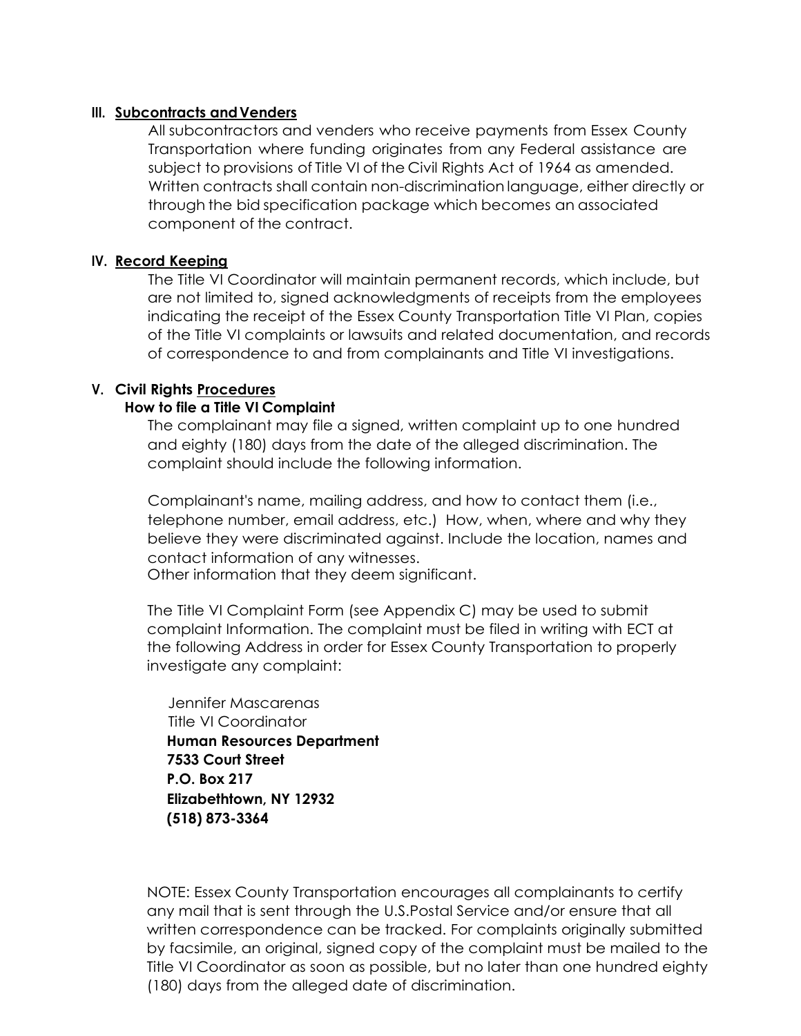### III. Subcontracts and Venders

All subcontractors and venders who receive payments from Essex County Transportation where funding originates from any Federal assistance are subject to provisions of Title VI of the Civil Rights Act of 1964 as amended. Written contracts shall contain non-discrimination language, either directly or through the bid specification package which becomes an associated component of the contract.

### IV. Record Keeping

The Title VI Coordinator will maintain permanent records, which include, but are not limited to, signed acknowledgments of receipts from the employees indicating the receipt of the Essex County Transportation Title VI Plan, copies of the Title VI complaints or lawsuits and related documentation, and records of correspondence to and from complainants and Title VI investigations.

### V. Civil Rights Procedures

#### How to file a Title VI Complaint

The complainant may file a signed, written complaint up to one hundred and eighty (180) days from the date of the alleged discrimination. The complaint should include the following information.

Complainant's name, mailing address, and how to contact them (i.e., telephone number, email address, etc.) How, when, where and why they believe they were discriminated against. Include the location, names and contact information of any witnesses.
Other information that they deem significant.

The Title VI Complaint Form (see Appendix C) may be used to submit complaint Information. The complaint must be filed in writing with ECT at the following Address in order for Essex County Transportation to properly investigate any complaint:

Jennifer Mascarenas
Title VI Coordinator
**Human Resources Department**
**7533 Court Street**
**P.O. Box 217**
**Elizabethtown, NY 12932**
**(518) 873-3364**

NOTE: Essex County Transportation encourages all complainants to certify any mail that is sent through the U.S.Postal Service and/or ensure that all written correspondence can be tracked. For complaints originally submitted by facsimile, an original, signed copy of the complaint must be mailed to the Title VI Coordinator as soon as possible, but no later than one hundred eighty (180) days from the alleged date of discrimination.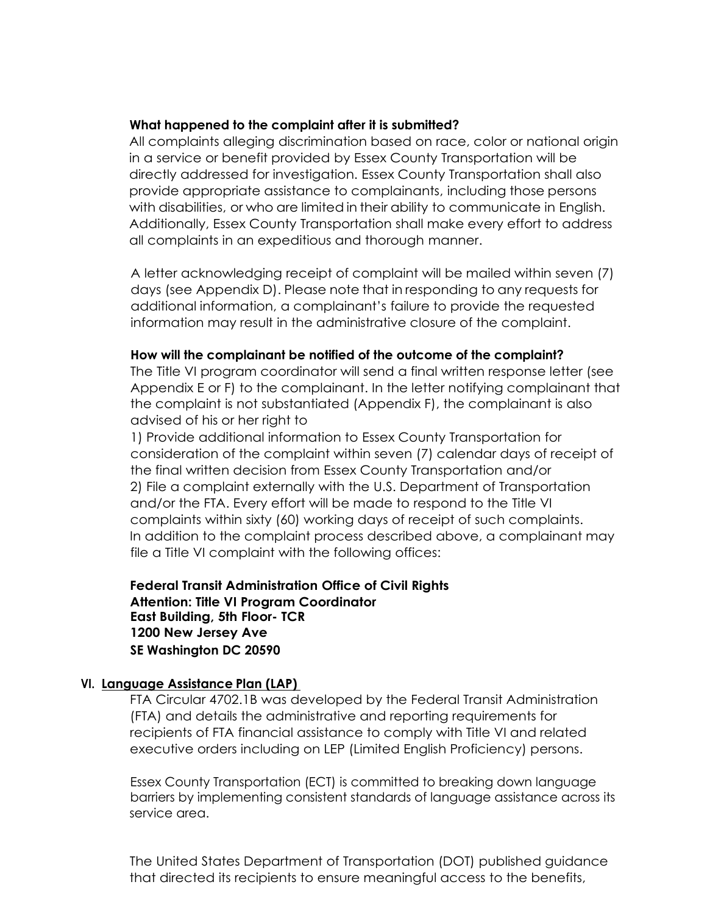**What happened to the complaint after it is submitted?**

All complaints alleging discrimination based on race, color or national origin in a service or benefit provided by Essex County Transportation will be directly addressed for investigation. Essex County Transportation shall also provide appropriate assistance to complainants, including those persons with disabilities, or who are limited in their ability to communicate in English. Additionally, Essex County Transportation shall make every effort to address all complaints in an expeditious and thorough manner.

A letter acknowledging receipt of complaint will be mailed within seven (7) days (see Appendix D). Please note that in responding to any requests for additional information, a complainant's failure to provide the requested information may result in the administrative closure of the complaint.

**How will the complainant be notified of the outcome of the complaint?**

The Title VI program coordinator will send a final written response letter (see Appendix E or F) to the complainant. In the letter notifying complainant that the complaint is not substantiated (Appendix F), the complainant is also advised of his or her right to

1) Provide additional information to Essex County Transportation for consideration of the complaint within seven (7) calendar days of receipt of the final written decision from Essex County Transportation and/or
2) File a complaint externally with the U.S. Department of Transportation and/or the FTA. Every effort will be made to respond to the Title VI complaints within sixty (60) working days of receipt of such complaints. In addition to the complaint process described above, a complainant may file a Title VI complaint with the following offices:

**Federal Transit Administration Office of Civil Rights**
**Attention: Title VI Program Coordinator**
**East Building, 5th Floor- TCR**
**1200 New Jersey Ave**
**SE Washington DC 20590**

## VI. Language Assistance Plan (LAP)

FTA Circular 4702.1B was developed by the Federal Transit Administration (FTA) and details the administrative and reporting requirements for recipients of FTA financial assistance to comply with Title VI and related executive orders including on LEP (Limited English Proficiency) persons.

Essex County Transportation (ECT) is committed to breaking down language barriers by implementing consistent standards of language assistance across its service area.

The United States Department of Transportation (DOT) published guidance that directed its recipients to ensure meaningful access to the benefits,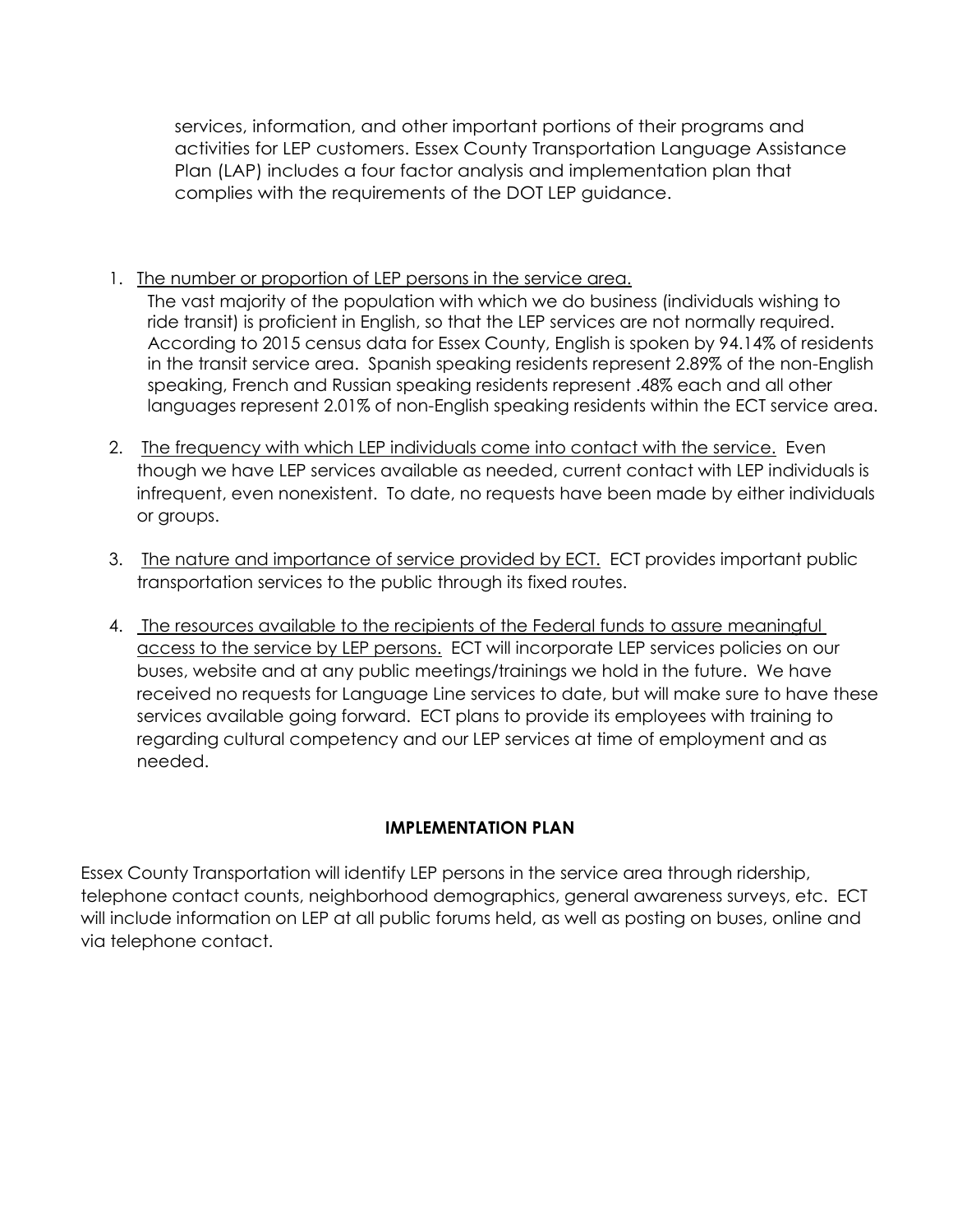services, information, and other important portions of their programs and activities for LEP customers. Essex County Transportation Language Assistance Plan (LAP) includes a four factor analysis and implementation plan that complies with the requirements of the DOT LEP guidance.

1. <u>The number or proportion of LEP persons in the service area.</u>
   The vast majority of the population with which we do business (individuals wishing to ride transit) is proficient in English, so that the LEP services are not normally required. According to 2015 census data for Essex County, English is spoken by 94.14% of residents in the transit service area. Spanish speaking residents represent 2.89% of the non-English speaking, French and Russian speaking residents represent .48% each and all other languages represent 2.01% of non-English speaking residents within the ECT service area.

2. <u>The frequency with which LEP individuals come into contact with the service.</u> Even though we have LEP services available as needed, current contact with LEP individuals is infrequent, even nonexistent. To date, no requests have been made by either individuals or groups.

3. <u>The nature and importance of service provided by ECT.</u> ECT provides important public transportation services to the public through its fixed routes.

4. <u>The resources available to the recipients of the Federal funds to assure meaningful access to the service by LEP persons.</u> ECT will incorporate LEP services policies on our buses, website and at any public meetings/trainings we hold in the future. We have received no requests for Language Line services to date, but will make sure to have these services available going forward. ECT plans to provide its employees with training to regarding cultural competency and our LEP services at time of employment and as needed.

## IMPLEMENTATION PLAN

Essex County Transportation will identify LEP persons in the service area through ridership, telephone contact counts, neighborhood demographics, general awareness surveys, etc. ECT will include information on LEP at all public forums held, as well as posting on buses, online and via telephone contact.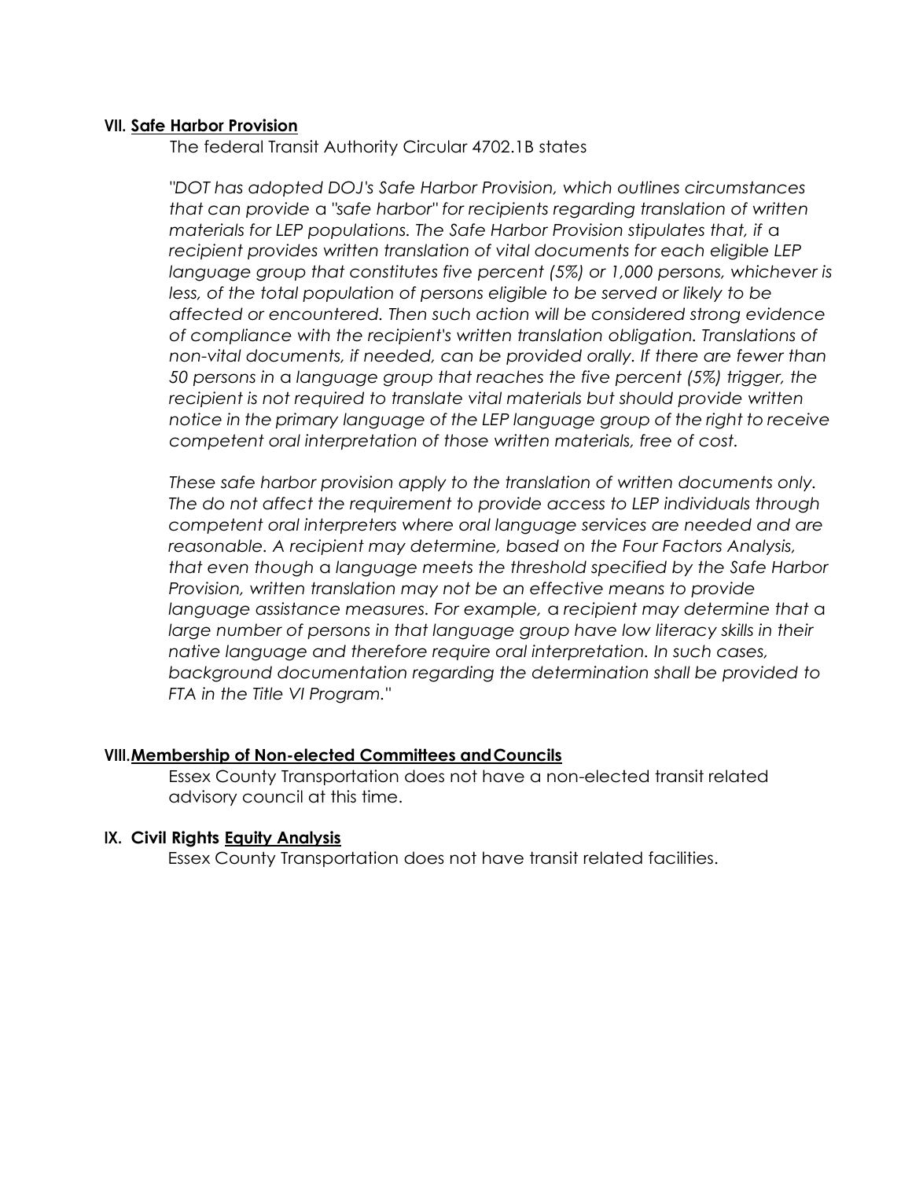## VII. Safe Harbor Provision

The federal Transit Authority Circular 4702.1B states

*"DOT has adopted DOJ's Safe Harbor Provision, which outlines circumstances that can provide a "safe harbor" for recipients regarding translation of written materials for LEP populations. The Safe Harbor Provision stipulates that, if a recipient provides written translation of vital documents for each eligible LEP language group that constitutes five percent (5%) or 1,000 persons, whichever is less, of the total population of persons eligible to be served or likely to be affected or encountered. Then such action will be considered strong evidence of compliance with the recipient's written translation obligation. Translations of non-vital documents, if needed, can be provided orally. If there are fewer than 50 persons in a language group that reaches the five percent (5%) trigger, the recipient is not required to translate vital materials but should provide written notice in the primary language of the LEP language group of the right to receive competent oral interpretation of those written materials, free of cost.*

*These safe harbor provision apply to the translation of written documents only. The do not affect the requirement to provide access to LEP individuals through competent oral interpreters where oral language services are needed and are reasonable. A recipient may determine, based on the Four Factors Analysis, that even though a language meets the threshold specified by the Safe Harbor Provision, written translation may not be an effective means to provide language assistance measures. For example, a recipient may determine that a large number of persons in that language group have low literacy skills in their native language and therefore require oral interpretation. In such cases, background documentation regarding the determination shall be provided to FTA in the Title VI Program."*

## VIII. Membership of Non-elected Committees and Councils

Essex County Transportation does not have a non-elected transit related advisory council at this time.

## IX. Civil Rights Equity Analysis

Essex County Transportation does not have transit related facilities.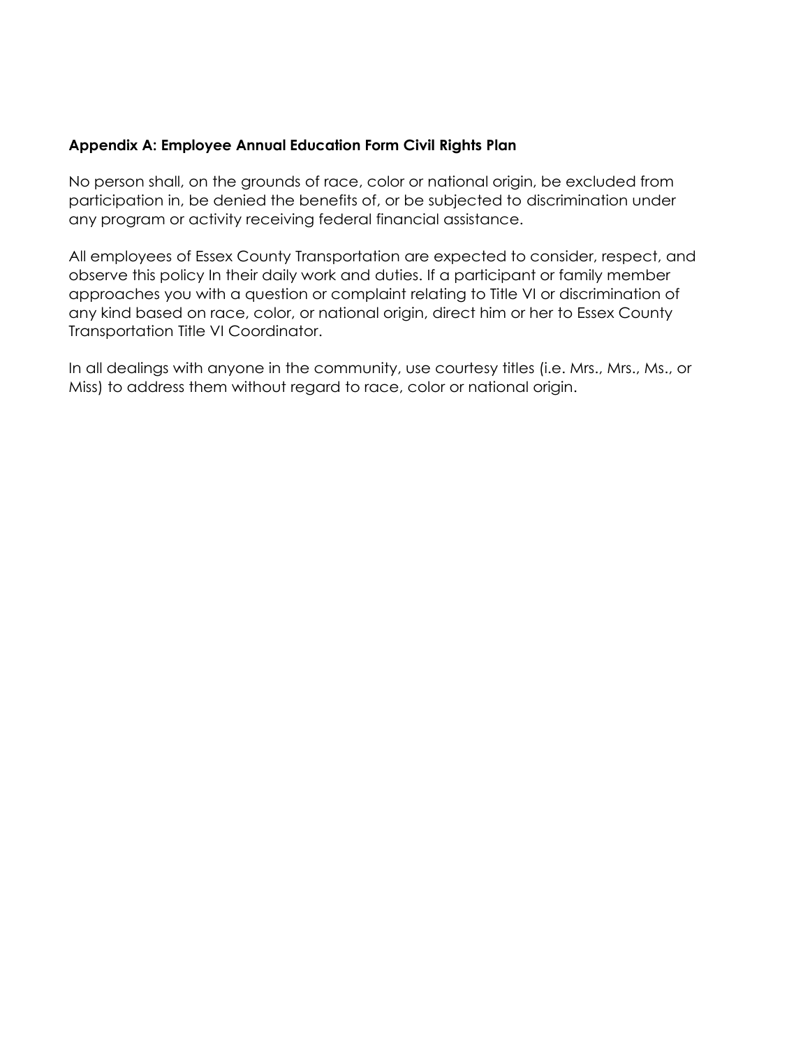**Appendix A: Employee Annual Education Form Civil Rights Plan**

No person shall, on the grounds of race, color or national origin, be excluded from participation in, be denied the benefits of, or be subjected to discrimination under any program or activity receiving federal financial assistance.

All employees of Essex County Transportation are expected to consider, respect, and observe this policy In their daily work and duties. If a participant or family member approaches you with a question or complaint relating to Title VI or discrimination of any kind based on race, color, or national origin, direct him or her to Essex County Transportation Title VI Coordinator.

In all dealings with anyone in the community, use courtesy titles (i.e. Mrs., Mrs., Ms., or Miss) to address them without regard to race, color or national origin.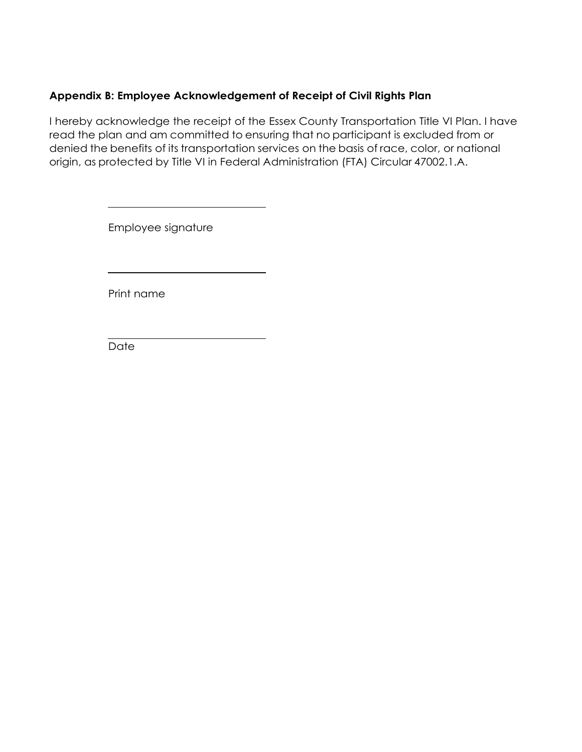### Appendix B: Employee Acknowledgement of Receipt of Civil Rights Plan

I hereby acknowledge the receipt of the Essex County Transportation Title VI Plan. I have read the plan and am committed to ensuring that no participant is excluded from or denied the benefits of its transportation services on the basis of race, color, or national origin, as protected by Title VI in Federal Administration (FTA) Circular 47002.1.A.

\_\_\_\_\_\_\_\_\_\_\_\_\_\_\_\_\_\_\_\_\_\_\_\_\_\_\_\_

Employee signature

\_\_\_\_\_\_\_\_\_\_\_\_\_\_\_\_\_\_\_\_\_\_\_\_\_\_\_\_

Print name

\_\_\_\_\_\_\_\_\_\_\_\_\_\_\_\_\_\_\_\_\_\_\_\_\_\_\_\_

Date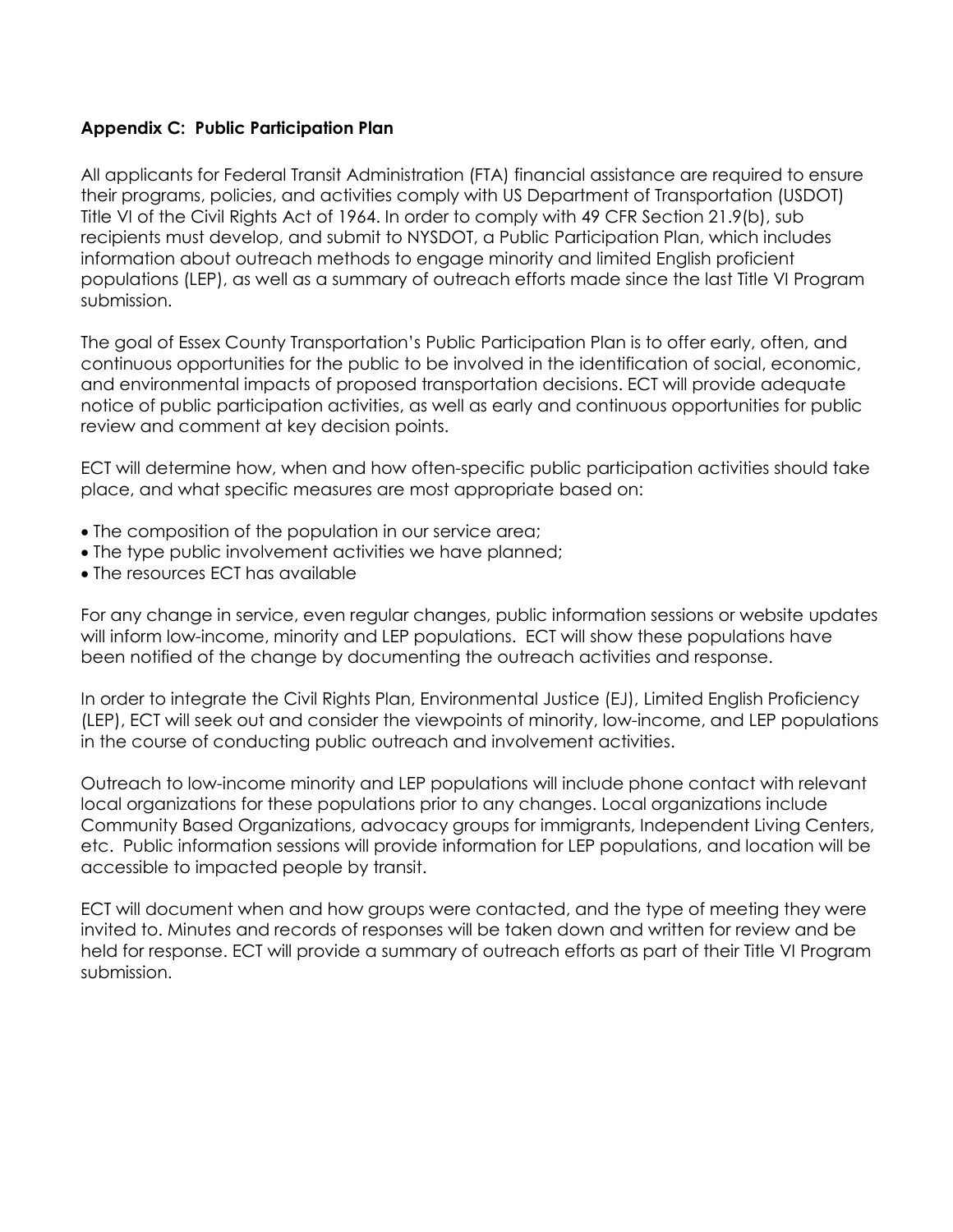**Appendix C: Public Participation Plan**

All applicants for Federal Transit Administration (FTA) financial assistance are required to ensure their programs, policies, and activities comply with US Department of Transportation (USDOT) Title VI of the Civil Rights Act of 1964. In order to comply with 49 CFR Section 21.9(b), sub recipients must develop, and submit to NYSDOT, a Public Participation Plan, which includes information about outreach methods to engage minority and limited English proficient populations (LEP), as well as a summary of outreach efforts made since the last Title VI Program submission.

The goal of Essex County Transportation's Public Participation Plan is to offer early, often, and continuous opportunities for the public to be involved in the identification of social, economic, and environmental impacts of proposed transportation decisions. ECT will provide adequate notice of public participation activities, as well as early and continuous opportunities for public review and comment at key decision points.

ECT will determine how, when and how often-specific public participation activities should take place, and what specific measures are most appropriate based on:

- The composition of the population in our service area;
- The type public involvement activities we have planned;
- The resources ECT has available

For any change in service, even regular changes, public information sessions or website updates will inform low-income, minority and LEP populations. ECT will show these populations have been notified of the change by documenting the outreach activities and response.

In order to integrate the Civil Rights Plan, Environmental Justice (EJ), Limited English Proficiency (LEP), ECT will seek out and consider the viewpoints of minority, low-income, and LEP populations in the course of conducting public outreach and involvement activities.

Outreach to low-income minority and LEP populations will include phone contact with relevant local organizations for these populations prior to any changes. Local organizations include Community Based Organizations, advocacy groups for immigrants, Independent Living Centers, etc. Public information sessions will provide information for LEP populations, and location will be accessible to impacted people by transit.

ECT will document when and how groups were contacted, and the type of meeting they were invited to. Minutes and records of responses will be taken down and written for review and be held for response. ECT will provide a summary of outreach efforts as part of their Title VI Program submission.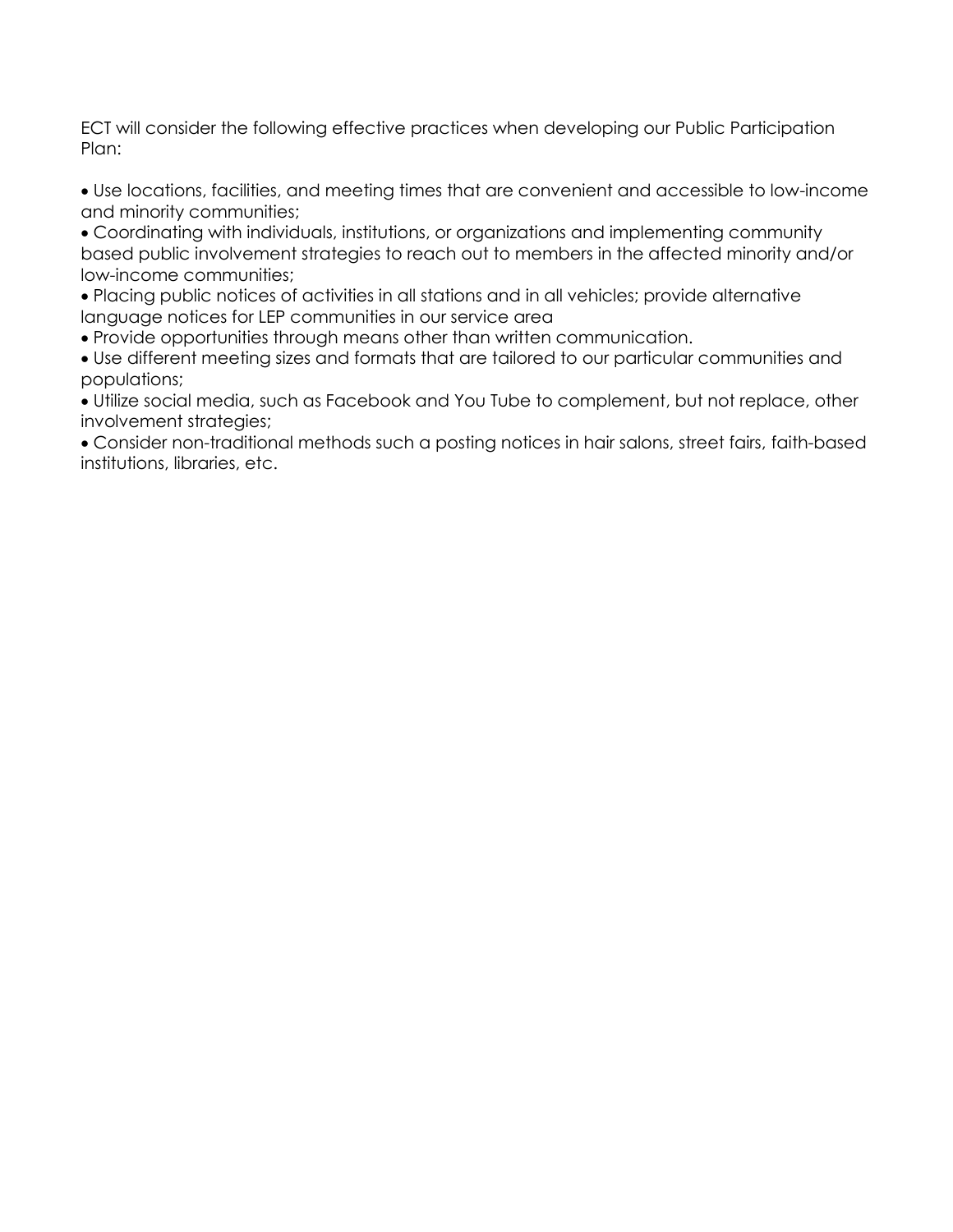ECT will consider the following effective practices when developing our Public Participation Plan:

- Use locations, facilities, and meeting times that are convenient and accessible to low-income and minority communities;
- Coordinating with individuals, institutions, or organizations and implementing community based public involvement strategies to reach out to members in the affected minority and/or low-income communities;
- Placing public notices of activities in all stations and in all vehicles; provide alternative language notices for LEP communities in our service area
- Provide opportunities through means other than written communication.
- Use different meeting sizes and formats that are tailored to our particular communities and populations;
- Utilize social media, such as Facebook and You Tube to complement, but not replace, other involvement strategies;
- Consider non-traditional methods such a posting notices in hair salons, street fairs, faith-based institutions, libraries, etc.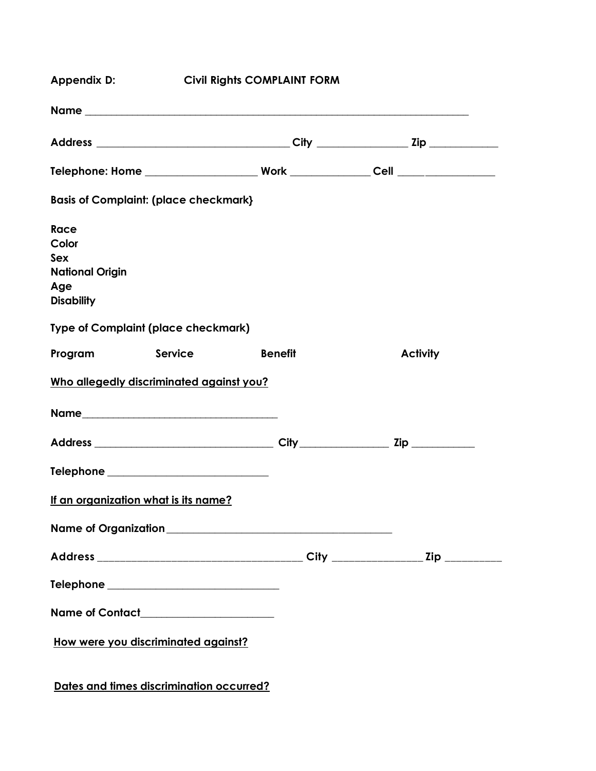**Appendix D: Civil Rights COMPLAINT FORM**

**Name** ___________________________________________________________________________

**Address** ___________________________________ **City** ________________ **Zip** ____________

**Telephone: Home** ____________________ **Work** ______________ **Cell** _________________

**Basis of Complaint: (place checkmark}**

**Race**
**Color**
**Sex**
**National Origin**
**Age**
**Disability**

**Type of Complaint (place checkmark)**

**Program** **Service** **Benefit** **Activity**

**<u>Who allegedly discriminated against you?</u>**

**Name**____________________________________

**Address** _________________________________ **City** ________________ **Zip** ___________

**Telephone** _____________________________

**<u>If an organization what is its name?</u>**

**Name of Organization** __________________________________________

**Address** ______________________________________ **City** ________________ **Zip** __________

**Telephone** ________________________________

**Name of Contact**________________________

**<u>How were you discriminated against?</u>**

**<u>Dates and times discrimination occurred?</u>**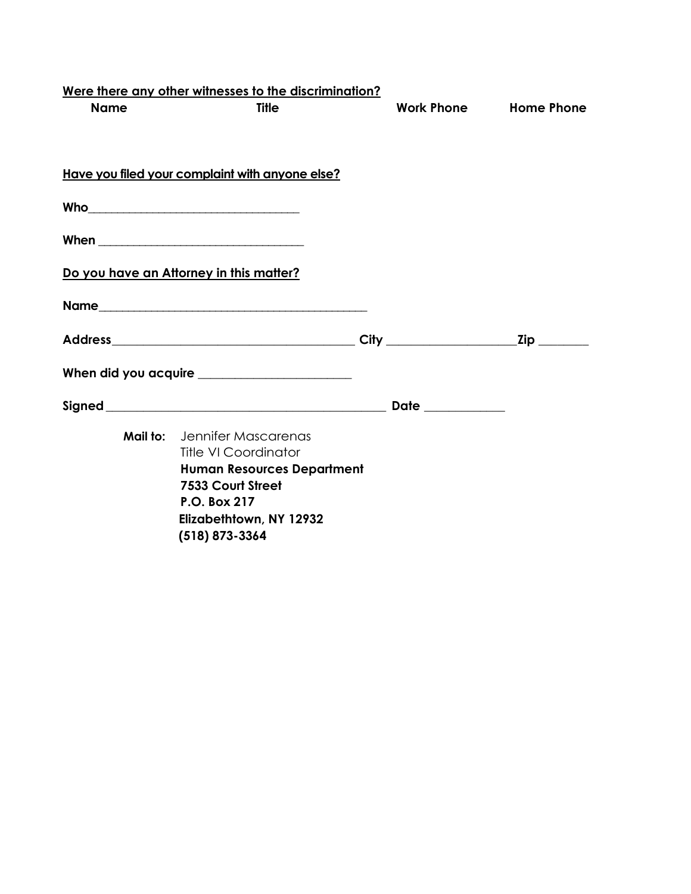**Were there any other witnesses to the discrimination?**

| Name | Title | Work Phone | Home Phone |
|---|---|---|---|
| | | | |

**Have you filed your complaint with anyone else?**

**Who**\_\_\_\_\_\_\_\_\_\_\_\_\_\_\_\_\_\_\_\_\_\_\_\_\_\_\_\_\_\_\_\_\_\_

**When** \_\_\_\_\_\_\_\_\_\_\_\_\_\_\_\_\_\_\_\_\_\_\_\_\_\_\_\_\_\_\_\_\_

**Do you have an Attorney in this matter?**

**Name**\_\_\_\_\_\_\_\_\_\_\_\_\_\_\_\_\_\_\_\_\_\_\_\_\_\_\_\_\_\_\_\_\_\_\_\_\_\_\_\_\_\_\_

**Address**\_\_\_\_\_\_\_\_\_\_\_\_\_\_\_\_\_\_\_\_\_\_\_\_\_\_\_\_\_\_\_\_\_\_\_\_\_\_ **City** \_\_\_\_\_\_\_\_\_\_\_\_\_\_\_\_\_\_\_\_**Zip** \_\_\_\_\_\_\_\_

**When did you acquire** \_\_\_\_\_\_\_\_\_\_\_\_\_\_\_\_\_\_\_\_\_\_\_\_

**Signed** \_\_\_\_\_\_\_\_\_\_\_\_\_\_\_\_\_\_\_\_\_\_\_\_\_\_\_\_\_\_\_\_\_\_\_\_\_\_\_\_\_\_\_\_\_ **Date** \_\_\_\_\_\_\_\_\_\_\_\_

**Mail to:** Jennifer Mascarenas
Title VI Coordinator
**Human Resources Department**
**7533 Court Street**
**P.O. Box 217**
**Elizabethtown, NY 12932**
**(518) 873-3364**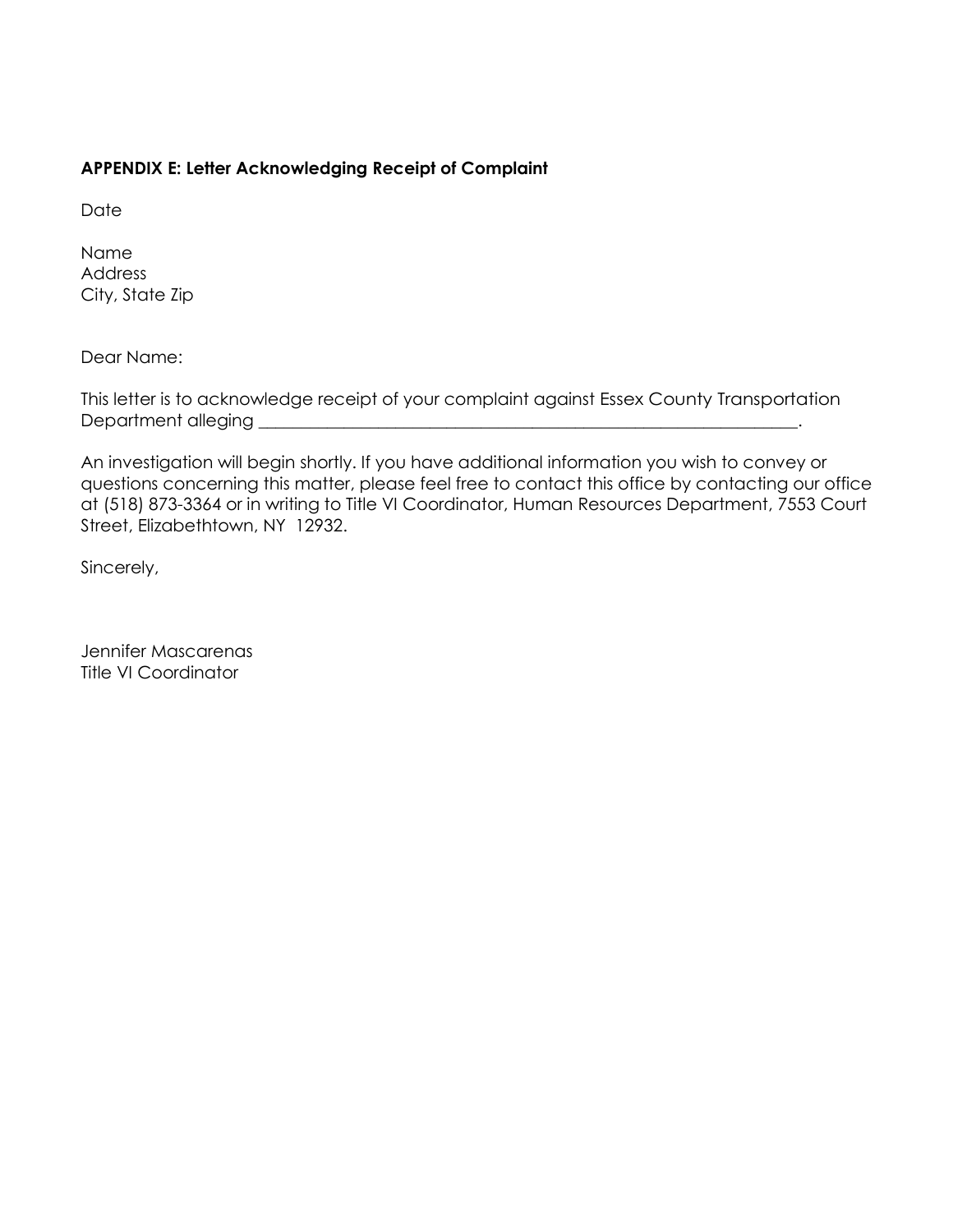**APPENDIX E: Letter Acknowledging Receipt of Complaint**

Date

Name
Address
City, State Zip

Dear Name:

This letter is to acknowledge receipt of your complaint against Essex County Transportation Department alleging _________________________________________________________________.

An investigation will begin shortly. If you have additional information you wish to convey or questions concerning this matter, please feel free to contact this office by contacting our office at (518) 873-3364 or in writing to Title VI Coordinator, Human Resources Department, 7553 Court Street, Elizabethtown, NY 12932.

Sincerely,

Jennifer Mascarenas
Title VI Coordinator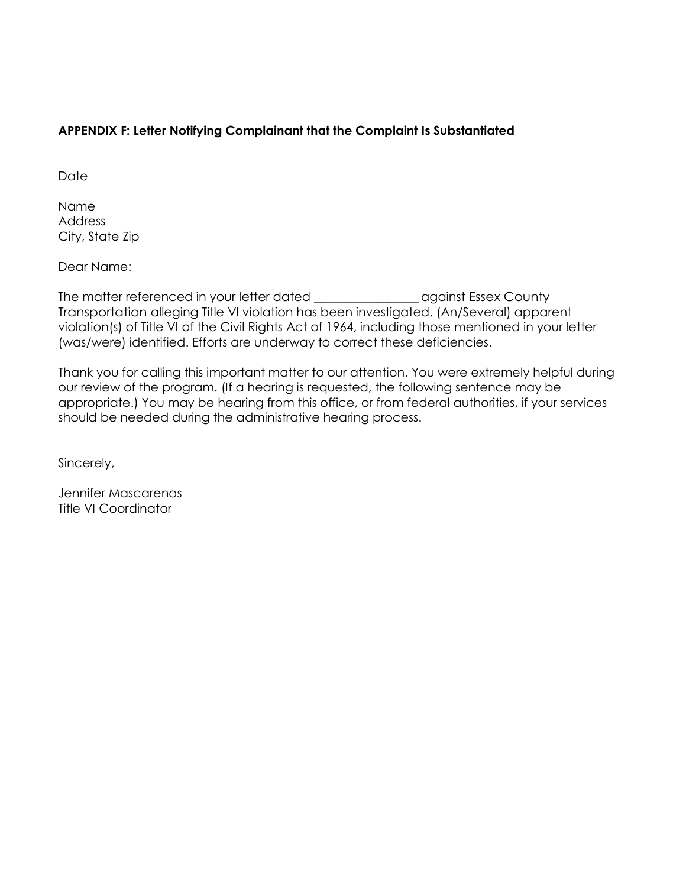**APPENDIX F: Letter Notifying Complainant that the Complaint Is Substantiated**

Date

Name
Address
City, State Zip

Dear Name:

The matter referenced in your letter dated _________________ against Essex County Transportation alleging Title VI violation has been investigated. (An/Several) apparent violation(s) of Title VI of the Civil Rights Act of 1964, including those mentioned in your letter (was/were) identified. Efforts are underway to correct these deficiencies.

Thank you for calling this important matter to our attention. You were extremely helpful during our review of the program. (If a hearing is requested, the following sentence may be appropriate.) You may be hearing from this office, or from federal authorities, if your services should be needed during the administrative hearing process.

Sincerely,

Jennifer Mascarenas
Title VI Coordinator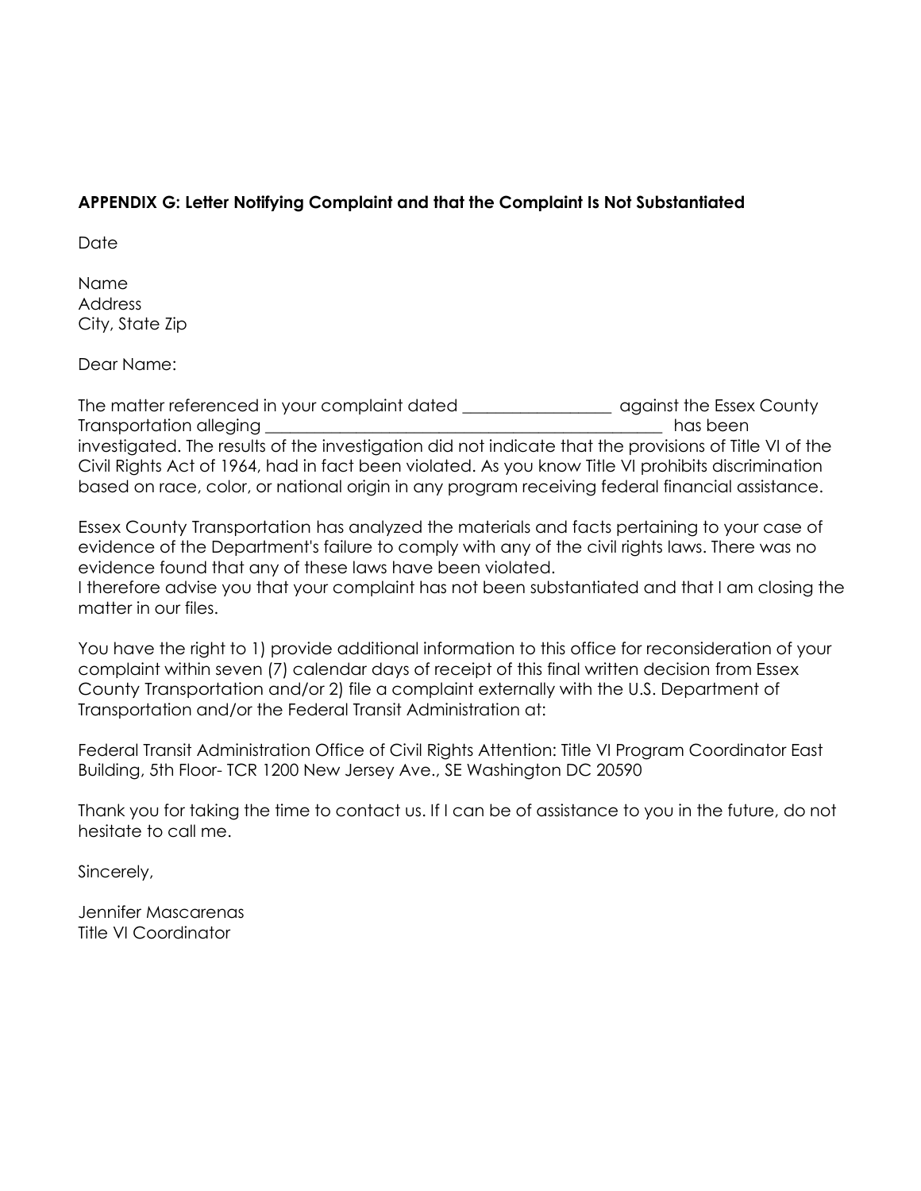**APPENDIX G: Letter Notifying Complaint and that the Complaint Is Not Substantiated**

Date

Name
Address
City, State Zip

Dear Name:

The matter referenced in your complaint dated __________________ against the Essex County Transportation alleging ________________________________________________ has been investigated. The results of the investigation did not indicate that the provisions of Title VI of the Civil Rights Act of 1964, had in fact been violated. As you know Title VI prohibits discrimination based on race, color, or national origin in any program receiving federal financial assistance.

Essex County Transportation has analyzed the materials and facts pertaining to your case of evidence of the Department's failure to comply with any of the civil rights laws. There was no evidence found that any of these laws have been violated.
I therefore advise you that your complaint has not been substantiated and that I am closing the matter in our files.

You have the right to 1) provide additional information to this office for reconsideration of your complaint within seven (7) calendar days of receipt of this final written decision from Essex County Transportation and/or 2) file a complaint externally with the U.S. Department of Transportation and/or the Federal Transit Administration at:

Federal Transit Administration Office of Civil Rights Attention: Title VI Program Coordinator East Building, 5th Floor- TCR 1200 New Jersey Ave., SE Washington DC 20590

Thank you for taking the time to contact us. If I can be of assistance to you in the future, do not hesitate to call me.

Sincerely,

Jennifer Mascarenas
Title VI Coordinator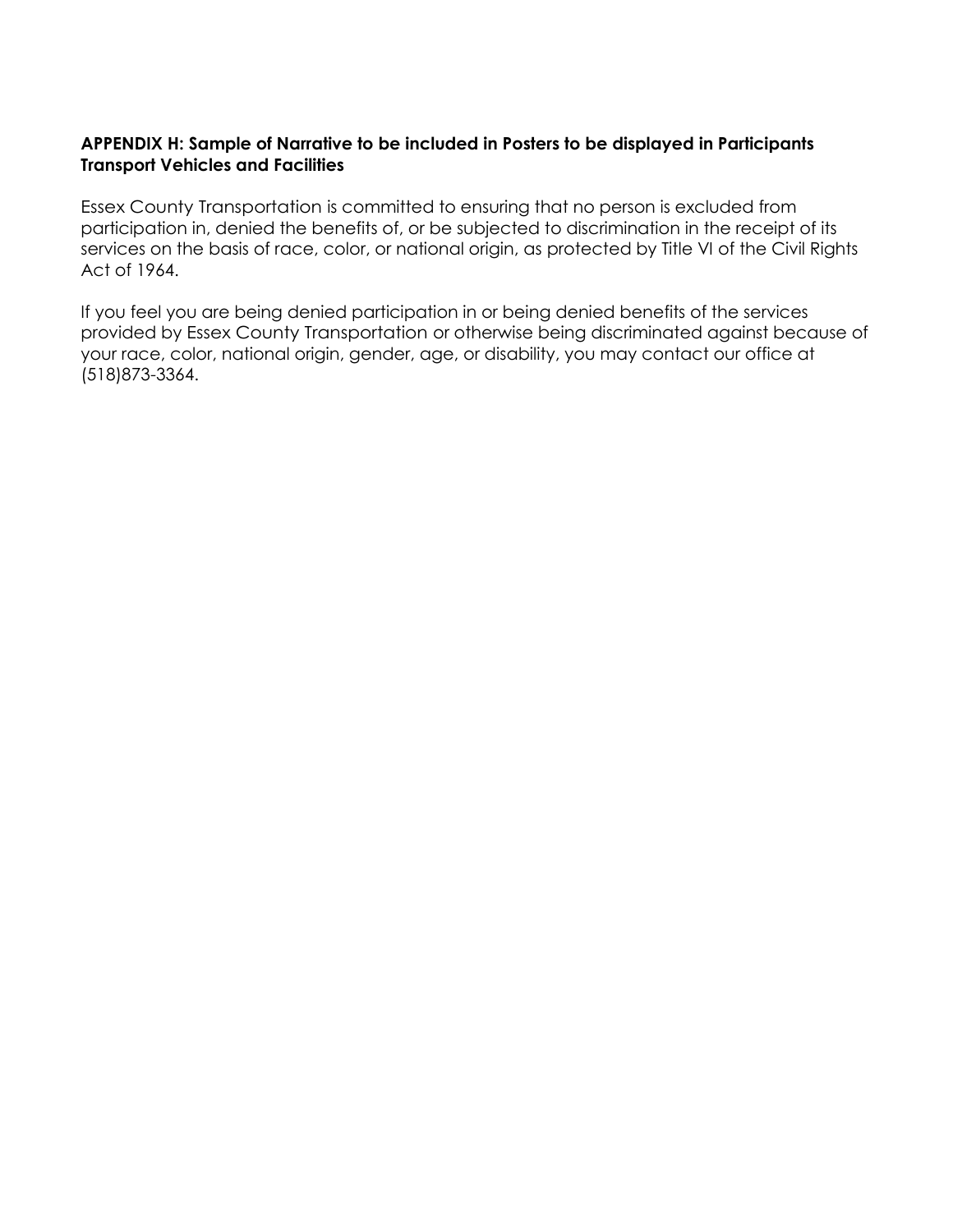**APPENDIX H: Sample of Narrative to be included in Posters to be displayed in Participants Transport Vehicles and Facilities**

Essex County Transportation is committed to ensuring that no person is excluded from participation in, denied the benefits of, or be subjected to discrimination in the receipt of its services on the basis of race, color, or national origin, as protected by Title VI of the Civil Rights Act of 1964.

If you feel you are being denied participation in or being denied benefits of the services provided by Essex County Transportation or otherwise being discriminated against because of your race, color, national origin, gender, age, or disability, you may contact our office at (518)873-3364.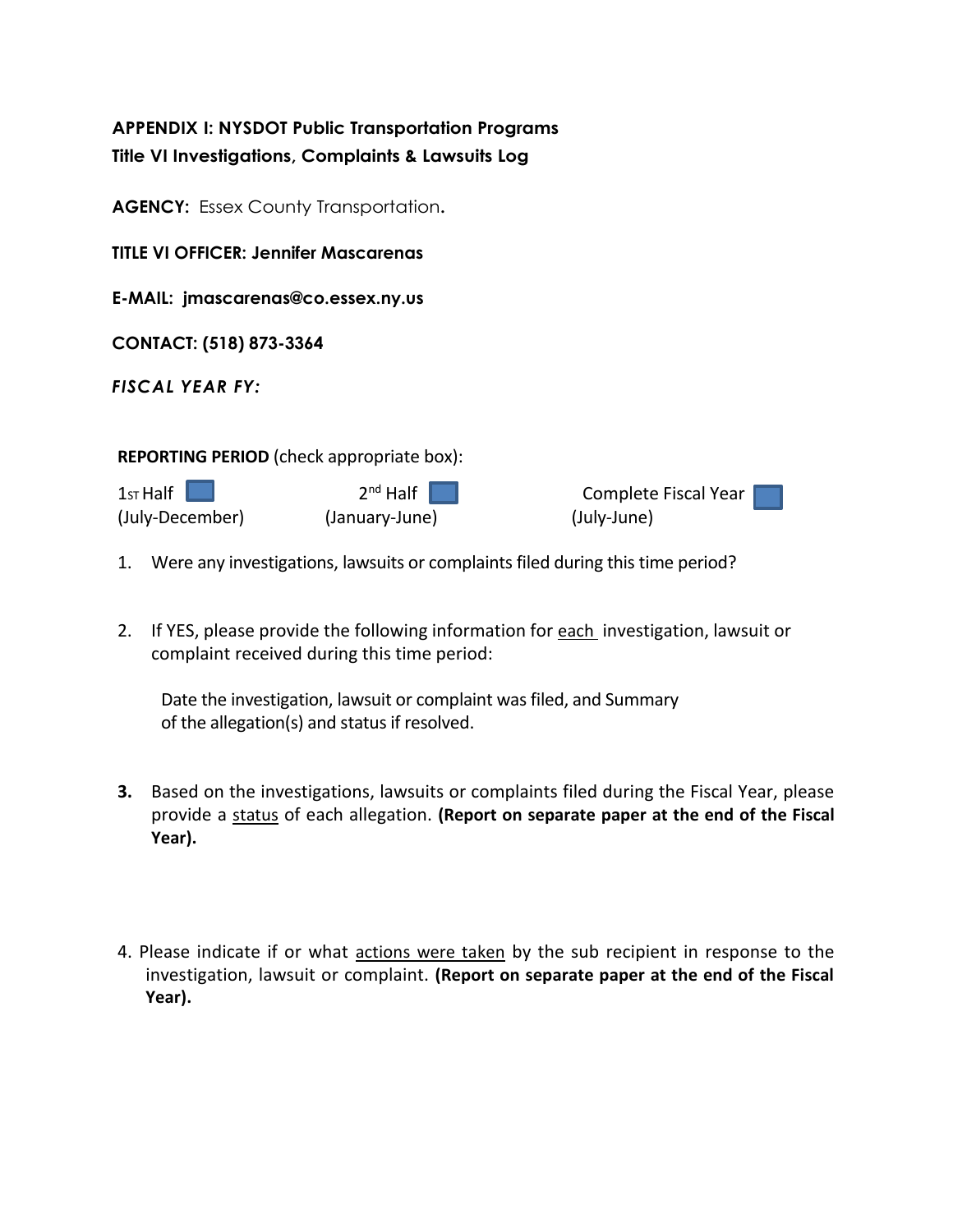**APPENDIX I: NYSDOT Public Transportation Programs**
**Title VI Investigations, Complaints & Lawsuits Log**

**AGENCY:** Essex County Transportation.

**TITLE VI OFFICER: Jennifer Mascarenas**

**E-MAIL: jmascarenas@co.essex.ny.us**

**CONTACT: (518) 873-3364**

***FISCAL YEAR FY:***

**REPORTING PERIOD** (check appropriate box):

| 1st Half ☐ (July-December) | 2nd Half ☐ (January-June) | Complete Fiscal Year ☐ (July-June) |
|---|---|---|

1. Were any investigations, lawsuits or complaints filed during this time period?

2. If YES, please provide the following information for each investigation, lawsuit or complaint received during this time period:

   Date the investigation, lawsuit or complaint was filed, and Summary of the allegation(s) and status if resolved.

3. Based on the investigations, lawsuits or complaints filed during the Fiscal Year, please provide a status of each allegation. **(Report on separate paper at the end of the Fiscal Year).**

4. Please indicate if or what actions were taken by the sub recipient in response to the investigation, lawsuit or complaint. **(Report on separate paper at the end of the Fiscal Year).**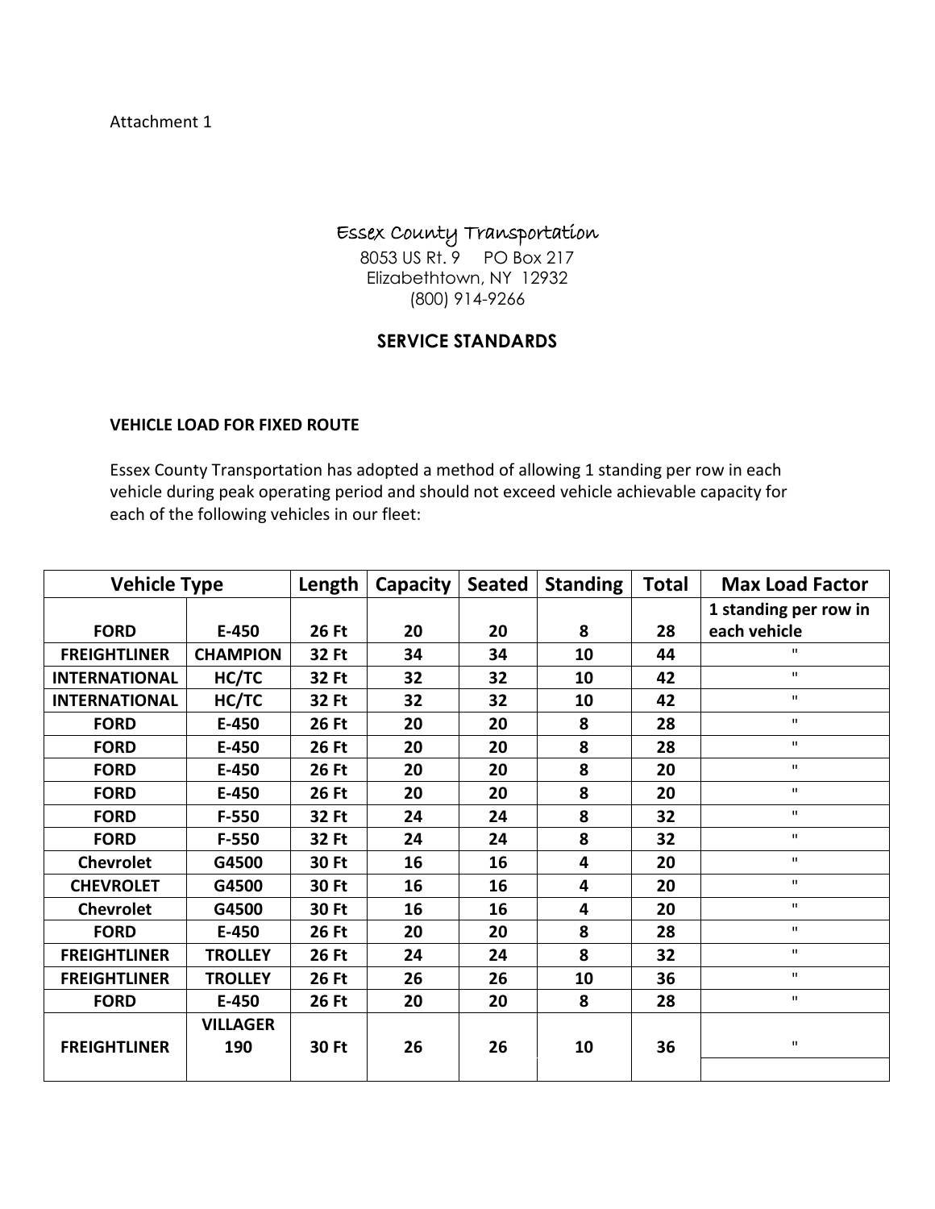Attachment 1

Essex County Transportation
8053 US Rt. 9 PO Box 217
Elizabethtown, NY 12932
(800) 914-9266

## SERVICE STANDARDS

**VEHICLE LOAD FOR FIXED ROUTE**

Essex County Transportation has adopted a method of allowing 1 standing per row in each vehicle during peak operating period and should not exceed vehicle achievable capacity for each of the following vehicles in our fleet:

| Vehicle Type | | Length | Capacity | Seated | Standing | Total | Max Load Factor |
|---|---|---|---|---|---|---|---|
| **FORD** | **E-450** | **26 Ft** | **20** | **20** | **8** | **28** | **1 standing per row in each vehicle** |
| **FREIGHTLINER** | **CHAMPION** | **32 Ft** | **34** | **34** | **10** | **44** | " |
| **INTERNATIONAL** | **HC/TC** | **32 Ft** | **32** | **32** | **10** | **42** | " |
| **INTERNATIONAL** | **HC/TC** | **32 Ft** | **32** | **32** | **10** | **42** | " |
| **FORD** | **E-450** | **26 Ft** | **20** | **20** | **8** | **28** | " |
| **FORD** | **E-450** | **26 Ft** | **20** | **20** | **8** | **28** | " |
| **FORD** | **E-450** | **26 Ft** | **20** | **20** | **8** | **20** | " |
| **FORD** | **E-450** | **26 Ft** | **20** | **20** | **8** | **20** | " |
| **FORD** | **F-550** | **32 Ft** | **24** | **24** | **8** | **32** | " |
| **FORD** | **F-550** | **32 Ft** | **24** | **24** | **8** | **32** | " |
| **Chevrolet** | **G4500** | **30 Ft** | **16** | **16** | **4** | **20** | " |
| **CHEVROLET** | **G4500** | **30 Ft** | **16** | **16** | **4** | **20** | " |
| **Chevrolet** | **G4500** | **30 Ft** | **16** | **16** | **4** | **20** | " |
| **FORD** | **E-450** | **26 Ft** | **20** | **20** | **8** | **28** | " |
| **FREIGHTLINER** | **TROLLEY** | **26 Ft** | **24** | **24** | **8** | **32** | " |
| **FREIGHTLINER** | **TROLLEY** | **26 Ft** | **26** | **26** | **10** | **36** | " |
| **FORD** | **E-450** | **26 Ft** | **20** | **20** | **8** | **28** | " |
| **FREIGHTLINER** | **VILLAGER 190** | **30 Ft** | **26** | **26** | **10** | **36** | " |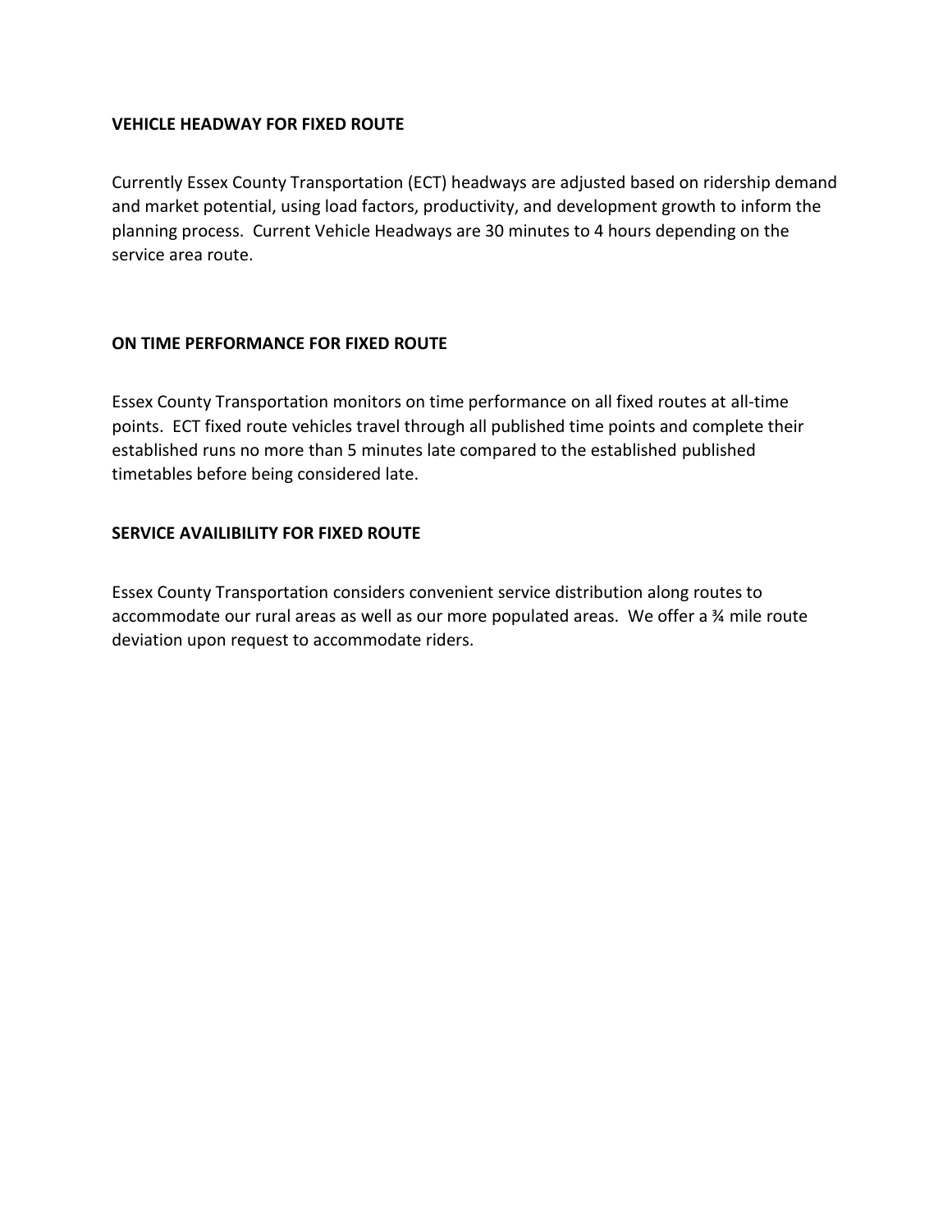## VEHICLE HEADWAY FOR FIXED ROUTE

Currently Essex County Transportation (ECT) headways are adjusted based on ridership demand and market potential, using load factors, productivity, and development growth to inform the planning process. Current Vehicle Headways are 30 minutes to 4 hours depending on the service area route.

## ON TIME PERFORMANCE FOR FIXED ROUTE

Essex County Transportation monitors on time performance on all fixed routes at all-time points. ECT fixed route vehicles travel through all published time points and complete their established runs no more than 5 minutes late compared to the established published timetables before being considered late.

## SERVICE AVAILIBILITY FOR FIXED ROUTE

Essex County Transportation considers convenient service distribution along routes to accommodate our rural areas as well as our more populated areas. We offer a ¾ mile route deviation upon request to accommodate riders.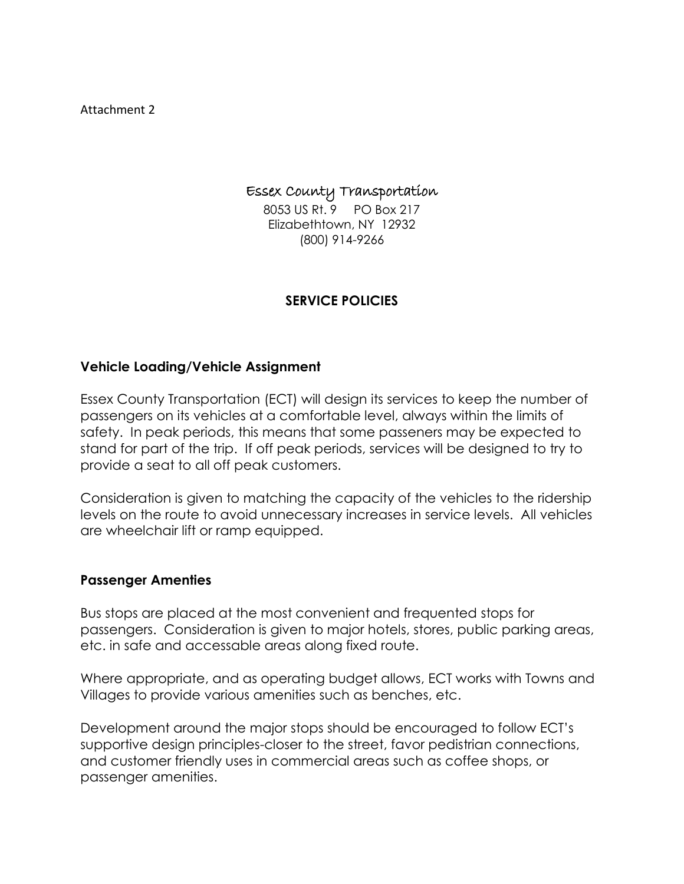Attachment 2

Essex County Transportation
8053 US Rt. 9 PO Box 217
Elizabethtown, NY 12932
(800) 914-9266

## SERVICE POLICIES

### Vehicle Loading/Vehicle Assignment

Essex County Transportation (ECT) will design its services to keep the number of passengers on its vehicles at a comfortable level, always within the limits of safety. In peak periods, this means that some passeners may be expected to stand for part of the trip. If off peak periods, services will be designed to try to provide a seat to all off peak customers.

Consideration is given to matching the capacity of the vehicles to the ridership levels on the route to avoid unnecessary increases in service levels. All vehicles are wheelchair lift or ramp equipped.

### Passenger Amenties

Bus stops are placed at the most convenient and frequented stops for passengers. Consideration is given to major hotels, stores, public parking areas, etc. in safe and accessable areas along fixed route.

Where appropriate, and as operating budget allows, ECT works with Towns and Villages to provide various amenities such as benches, etc.

Development around the major stops should be encouraged to follow ECT's supportive design principles-closer to the street, favor pedestrian connections, and customer friendly uses in commercial areas such as coffee shops, or passenger amenities.